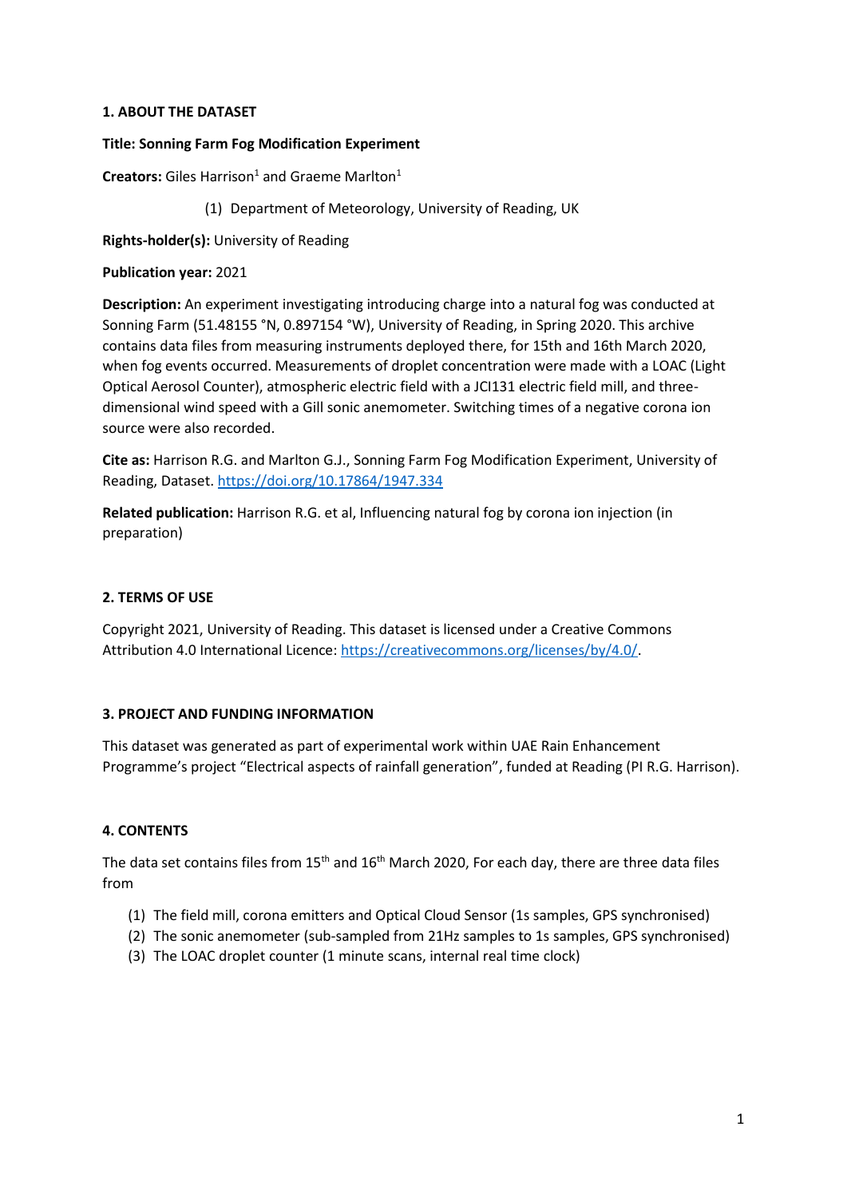## 1. ABOUT THE DATASET

**Title: Sonning Farm Fog Modification Experiment**

**Creators:** Giles Harrison[1] and Graeme Marlton[1]

(1) Department of Meteorology, University of Reading, UK

**Rights-holder(s):** University of Reading

**Publication year:** 2021

**Description:** An experiment investigating introducing charge into a natural fog was conducted at Sonning Farm (51.48155 °N, 0.897154 °W), University of Reading, in Spring 2020. This archive contains data files from measuring instruments deployed there, for 15th and 16th March 2020, when fog events occurred. Measurements of droplet concentration were made with a LOAC (Light Optical Aerosol Counter), atmospheric electric field with a JCI131 electric field mill, and three-dimensional wind speed with a Gill sonic anemometer. Switching times of a negative corona ion source were also recorded.

**Cite as:** Harrison R.G. and Marlton G.J., Sonning Farm Fog Modification Experiment, University of Reading, Dataset. https://doi.org/10.17864/1947.334

**Related publication:** Harrison R.G. et al, Influencing natural fog by corona ion injection (in preparation)

## 2. TERMS OF USE

Copyright 2021, University of Reading. This dataset is licensed under a Creative Commons Attribution 4.0 International Licence: https://creativecommons.org/licenses/by/4.0/.

## 3. PROJECT AND FUNDING INFORMATION

This dataset was generated as part of experimental work within UAE Rain Enhancement Programme's project "Electrical aspects of rainfall generation", funded at Reading (PI R.G. Harrison).

## 4. CONTENTS

The data set contains files from 15th and 16th March 2020, For each day, there are three data files from

(1) The field mill, corona emitters and Optical Cloud Sensor (1s samples, GPS synchronised)
(2) The sonic anemometer (sub-sampled from 21Hz samples to 1s samples, GPS synchronised)
(3) The LOAC droplet counter (1 minute scans, internal real time clock)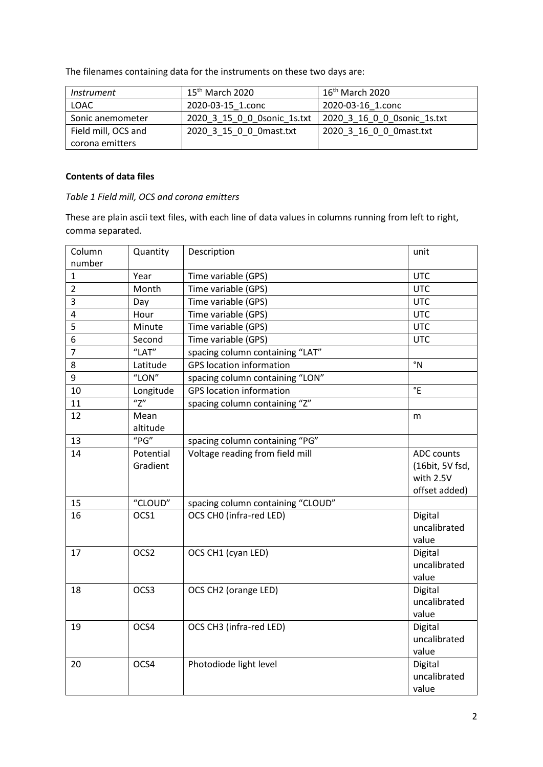The filenames containing data for the instruments on these two days are:

| *Instrument* | 15th March 2020 | 16th March 2020 |
|---|---|---|
| LOAC | 2020-03-15_1.conc | 2020-03-16_1.conc |
| Sonic anemometer | 2020_3_15_0_0_0sonic_1s.txt | 2020_3_16_0_0_0sonic_1s.txt |
| Field mill, OCS and corona emitters | 2020_3_15_0_0_0mast.txt | 2020_3_16_0_0_0mast.txt |

**Contents of data files**

*Table 1 Field mill, OCS and corona emitters*

These are plain ascii text files, with each line of data values in columns running from left to right, comma separated.

| Column number | Quantity | Description | unit |
|---|---|---|---|
| 1 | Year | Time variable (GPS) | UTC |
| 2 | Month | Time variable (GPS) | UTC |
| 3 | Day | Time variable (GPS) | UTC |
| 4 | Hour | Time variable (GPS) | UTC |
| 5 | Minute | Time variable (GPS) | UTC |
| 6 | Second | Time variable (GPS) | UTC |
| 7 | "LAT" | spacing column containing "LAT" | |
| 8 | Latitude | GPS location information | °N |
| 9 | "LON" | spacing column containing "LON" | |
| 10 | Longitude | GPS location information | °E |
| 11 | "Z" | spacing column containing "Z" | |
| 12 | Mean altitude | | m |
| 13 | "PG" | spacing column containing "PG" | |
| 14 | Potential Gradient | Voltage reading from field mill | ADC counts (16bit, 5V fsd, with 2.5V offset added) |
| 15 | "CLOUD" | spacing column containing "CLOUD" | |
| 16 | OCS1 | OCS CH0 (infra-red LED) | Digital uncalibrated value |
| 17 | OCS2 | OCS CH1 (cyan LED) | Digital uncalibrated value |
| 18 | OCS3 | OCS CH2 (orange LED) | Digital uncalibrated value |
| 19 | OCS4 | OCS CH3 (infra-red LED) | Digital uncalibrated value |
| 20 | OCS4 | Photodiode light level | Digital uncalibrated value |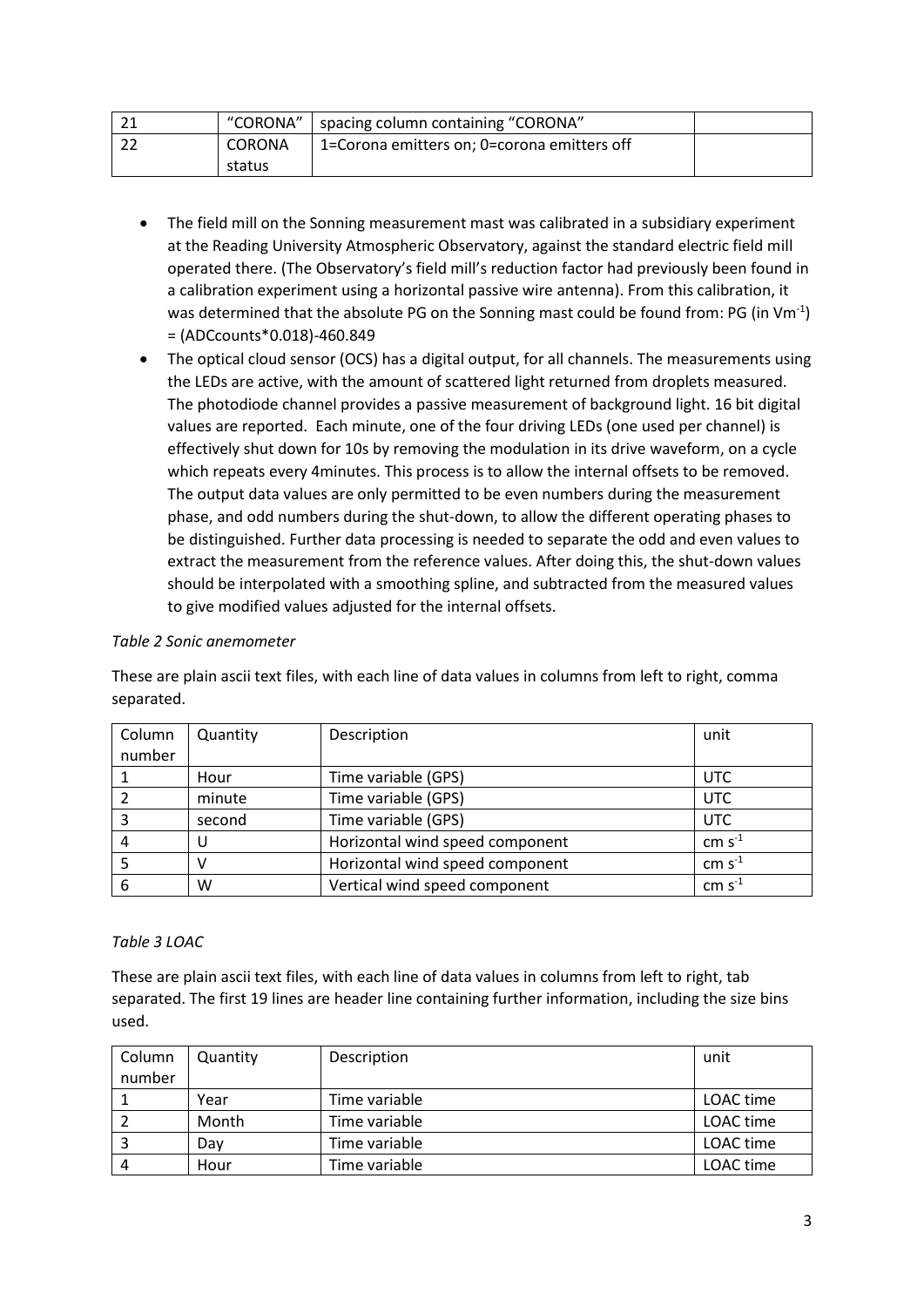| 21 | "CORONA" | spacing column containing "CORONA" | |
|---|---|---|---|
| 22 | CORONA status | 1=Corona emitters on; 0=corona emitters off | |

- The field mill on the Sonning measurement mast was calibrated in a subsidiary experiment at the Reading University Atmospheric Observatory, against the standard electric field mill operated there. (The Observatory's field mill's reduction factor had previously been found in a calibration experiment using a horizontal passive wire antenna). From this calibration, it was determined that the absolute PG on the Sonning mast could be found from: PG (in $Vm^{-1}$) = (ADCcounts*0.018)-460.849
- The optical cloud sensor (OCS) has a digital output, for all channels. The measurements using the LEDs are active, with the amount of scattered light returned from droplets measured. The photodiode channel provides a passive measurement of background light. 16 bit digital values are reported. Each minute, one of the four driving LEDs (one used per channel) is effectively shut down for 10s by removing the modulation in its drive waveform, on a cycle which repeats every 4minutes. This process is to allow the internal offsets to be removed. The output data values are only permitted to be even numbers during the measurement phase, and odd numbers during the shut-down, to allow the different operating phases to be distinguished. Further data processing is needed to separate the odd and even values to extract the measurement from the reference values. After doing this, the shut-down values should be interpolated with a smoothing spline, and subtracted from the measured values to give modified values adjusted for the internal offsets.

*Table 2 Sonic anemometer*

These are plain ascii text files, with each line of data values in columns from left to right, comma separated.

| Column number | Quantity | Description | unit |
|---|---|---|---|
| 1 | Hour | Time variable (GPS) | UTC |
| 2 | minute | Time variable (GPS) | UTC |
| 3 | second | Time variable (GPS) | UTC |
| 4 | U | Horizontal wind speed component | $cm\ s^{-1}$ |
| 5 | V | Horizontal wind speed component | $cm\ s^{-1}$ |
| 6 | W | Vertical wind speed component | $cm\ s^{-1}$ |

*Table 3 LOAC*

These are plain ascii text files, with each line of data values in columns from left to right, tab separated. The first 19 lines are header line containing further information, including the size bins used.

| Column number | Quantity | Description | unit |
|---|---|---|---|
| 1 | Year | Time variable | LOAC time |
| 2 | Month | Time variable | LOAC time |
| 3 | Day | Time variable | LOAC time |
| 4 | Hour | Time variable | LOAC time |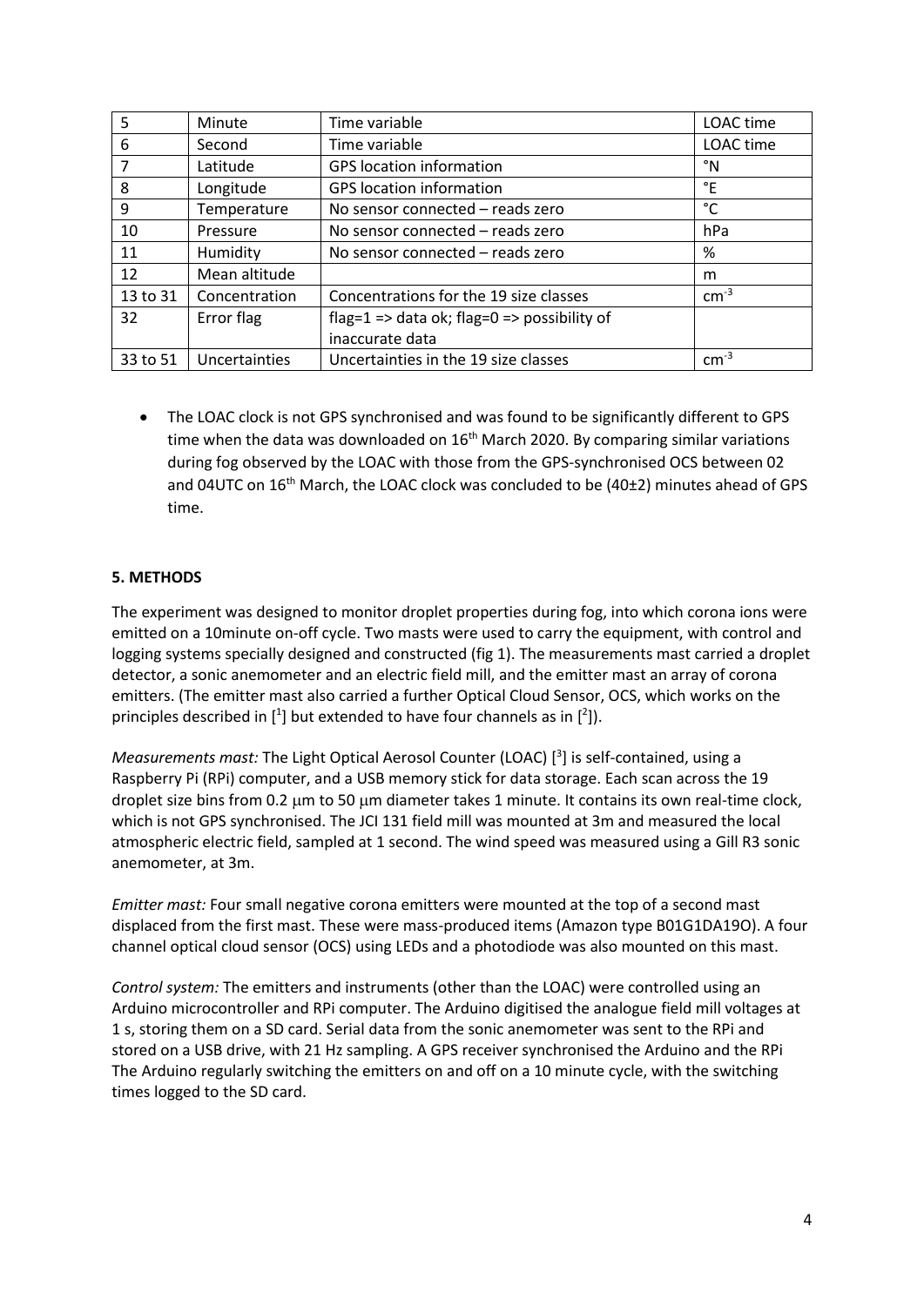| 5 | Minute | Time variable | LOAC time |
|---|---|---|---|
| 6 | Second | Time variable | LOAC time |
| 7 | Latitude | GPS location information | °N |
| 8 | Longitude | GPS location information | °E |
| 9 | Temperature | No sensor connected – reads zero | °C |
| 10 | Pressure | No sensor connected – reads zero | hPa |
| 11 | Humidity | No sensor connected – reads zero | % |
| 12 | Mean altitude | | m |
| 13 to 31 | Concentration | Concentrations for the 19 size classes | $cm^{-3}$ |
| 32 | Error flag | flag=1 => data ok; flag=0 => possibility of inaccurate data | |
| 33 to 51 | Uncertainties | Uncertainties in the 19 size classes | $cm^{-3}$ |

- The LOAC clock is not GPS synchronised and was found to be significantly different to GPS time when the data was downloaded on 16th March 2020. By comparing similar variations during fog observed by the LOAC with those from the GPS-synchronised OCS between 02 and 04UTC on 16th March, the LOAC clock was concluded to be (40±2) minutes ahead of GPS time.

## 5. METHODS

The experiment was designed to monitor droplet properties during fog, into which corona ions were emitted on a 10minute on-off cycle. Two masts were used to carry the equipment, with control and logging systems specially designed and constructed (fig 1). The measurements mast carried a droplet detector, a sonic anemometer and an electric field mill, and the emitter mast an array of corona emitters. (The emitter mast also carried a further Optical Cloud Sensor, OCS, which works on the principles described in [1] but extended to have four channels as in [2]).

*Measurements mast:* The Light Optical Aerosol Counter (LOAC) [3] is self-contained, using a Raspberry Pi (RPi) computer, and a USB memory stick for data storage. Each scan across the 19 droplet size bins from 0.2 μm to 50 μm diameter takes 1 minute. It contains its own real-time clock, which is not GPS synchronised. The JCI 131 field mill was mounted at 3m and measured the local atmospheric electric field, sampled at 1 second. The wind speed was measured using a Gill R3 sonic anemometer, at 3m.

*Emitter mast:* Four small negative corona emitters were mounted at the top of a second mast displaced from the first mast. These were mass-produced items (Amazon type B01G1DA19O). A four channel optical cloud sensor (OCS) using LEDs and a photodiode was also mounted on this mast.

*Control system:* The emitters and instruments (other than the LOAC) were controlled using an Arduino microcontroller and RPi computer. The Arduino digitised the analogue field mill voltages at 1 s, storing them on a SD card. Serial data from the sonic anemometer was sent to the RPi and stored on a USB drive, with 21 Hz sampling. A GPS receiver synchronised the Arduino and the RPi The Arduino regularly switching the emitters on and off on a 10 minute cycle, with the switching times logged to the SD card.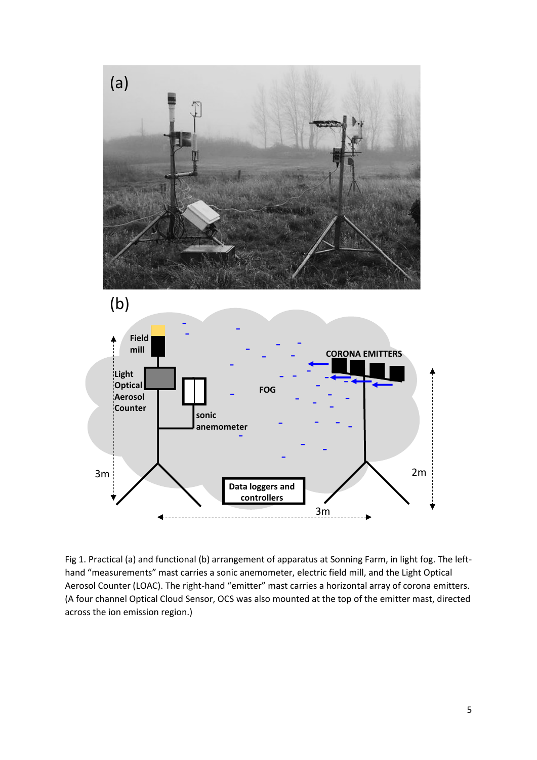Fig 1. Practical (a) and functional (b) arrangement of apparatus at Sonning Farm, in light fog. The left-hand "measurements" mast carries a sonic anemometer, electric field mill, and the Light Optical Aerosol Counter (LOAC). The right-hand "emitter" mast carries a horizontal array of corona emitters. (A four channel Optical Cloud Sensor, OCS was also mounted at the top of the emitter mast, directed across the ion emission region.)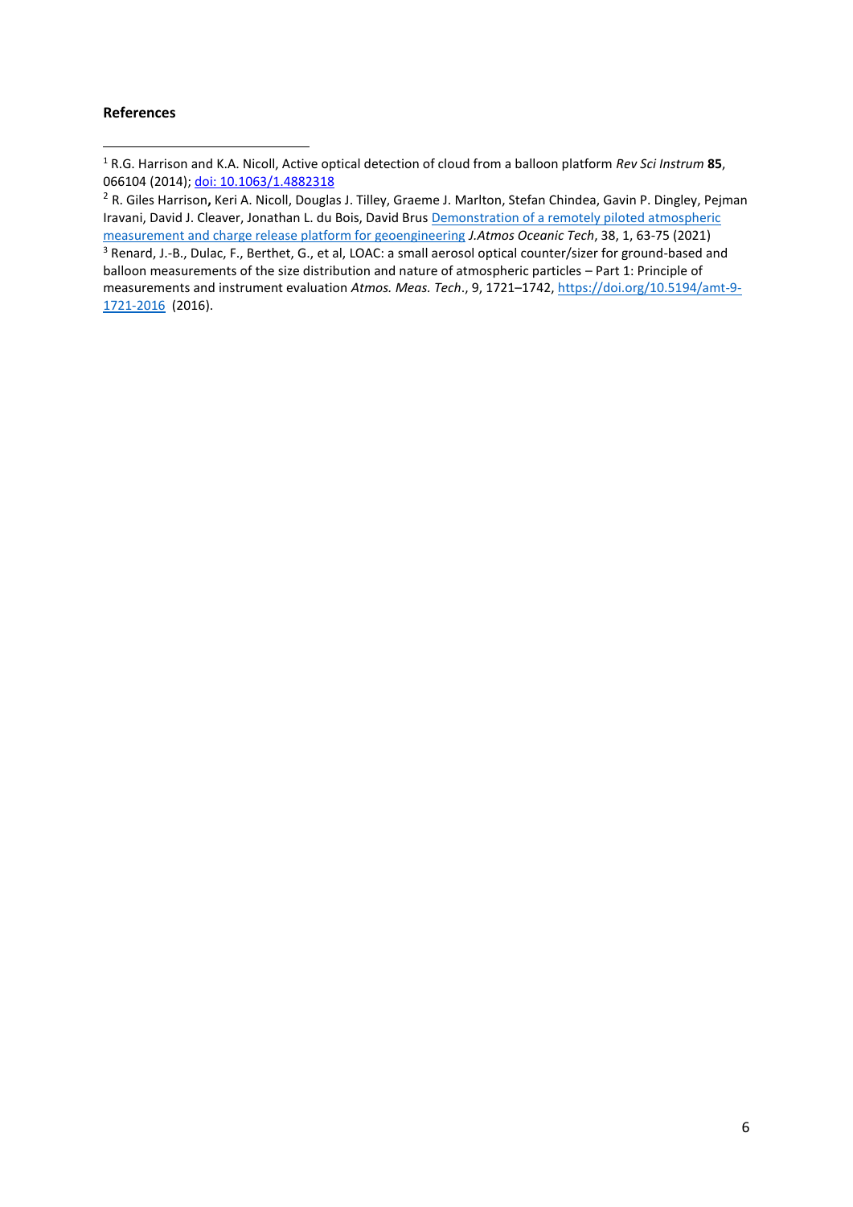**References**

[1] R.G. Harrison and K.A. Nicoll, Active optical detection of cloud from a balloon platform *Rev Sci Instrum* **85**, 066104 (2014); doi: 10.1063/1.4882318

[2] R. Giles Harrison**,** Keri A. Nicoll, Douglas J. Tilley, Graeme J. Marlton, Stefan Chindea, Gavin P. Dingley, Pejman Iravani, David J. Cleaver, Jonathan L. du Bois, David Brus Demonstration of a remotely piloted atmospheric measurement and charge release platform for geoengineering *J.Atmos Oceanic Tech*, 38, 1, 63-75 (2021)

[3] Renard, J.-B., Dulac, F., Berthet, G., et al, LOAC: a small aerosol optical counter/sizer for ground-based and balloon measurements of the size distribution and nature of atmospheric particles – Part 1: Principle of measurements and instrument evaluation *Atmos. Meas. Tech*., 9, 1721–1742, https://doi.org/10.5194/amt-9-1721-2016 (2016).